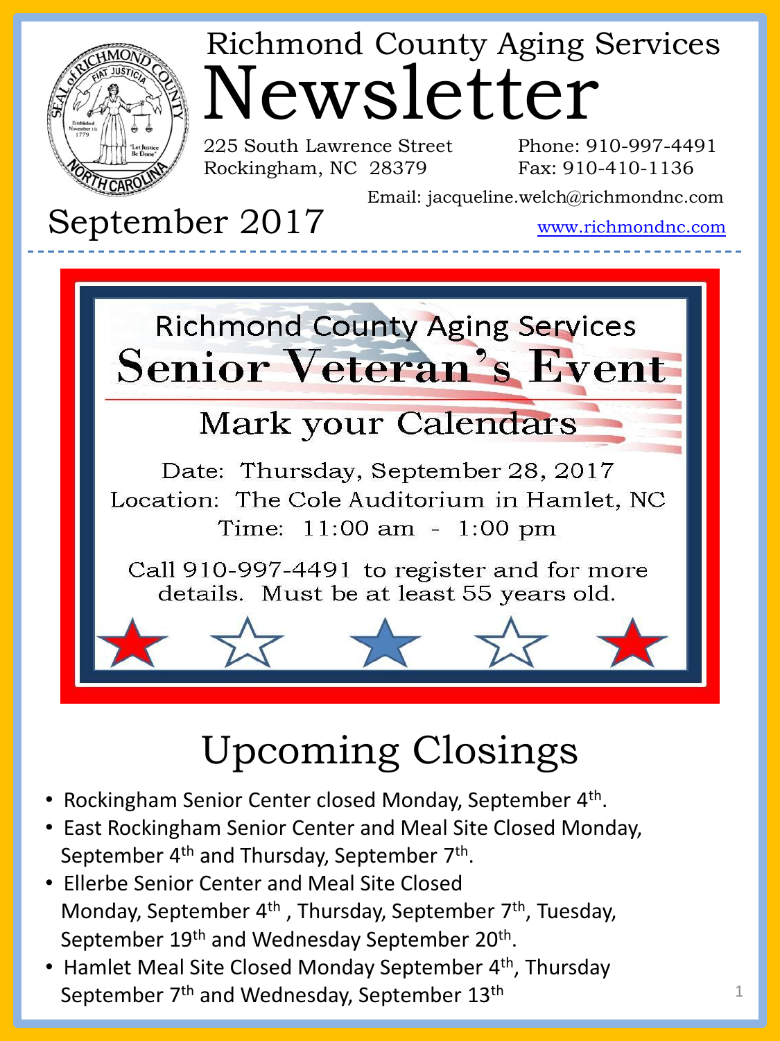# Richmond County Aging Services Newsletter

225 South Lawrence Street
Rockingham, NC 28379

Phone: 910-997-4491
Fax: 910-410-1136

Email: jacqueline.welch@richmondnc.com

www.richmondnc.com

## September 2017

---

### Richmond County Aging Services

## Senior Veteran's Event

### Mark your Calendars

Date: Thursday, September 28, 2017
Location: The Cole Auditorium in Hamlet, NC
Time: 11:00 am - 1:00 pm

Call 910-997-4491 to register and for more details. Must be at least 55 years old.

## Upcoming Closings

- Rockingham Senior Center closed Monday, September 4th.
- East Rockingham Senior Center and Meal Site Closed Monday, September 4th and Thursday, September 7th.
- Ellerbe Senior Center and Meal Site Closed Monday, September 4th, Thursday, September 7th, Tuesday, September 19th and Wednesday September 20th.
- Hamlet Meal Site Closed Monday September 4th, Thursday September 7th and Wednesday, September 13th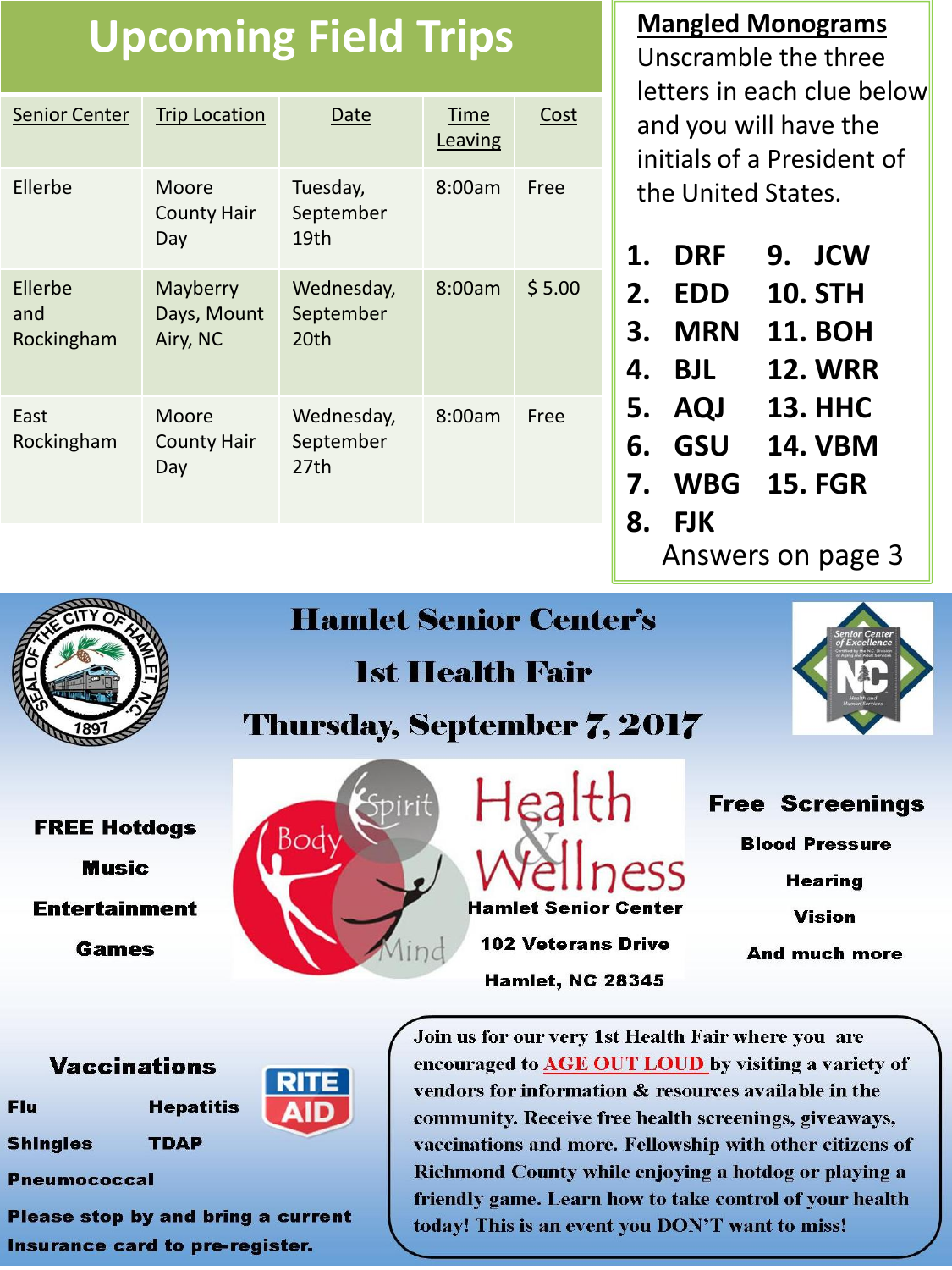# Upcoming Field Trips

| Senior Center | Trip Location | Date | Time Leaving | Cost |
|---|---|---|---|---|
| Ellerbe | Moore County Hair Day | Tuesday, September 19th | 8:00am | Free |
| Ellerbe and Rockingham | Mayberry Days, Mount Airy, NC | Wednesday, September 20th | 8:00am | $ 5.00 |
| East Rockingham | Moore County Hair Day | Wednesday, September 27th | 8:00am | Free |

## Mangled Monograms

Unscramble the three letters in each clue below and you will have the initials of a President of the United States.

1. DRF
2. EDD
3. MRN
4. BJL
5. AQJ
6. GSU
7. WBG
8. FJK
9. JCW
10. STH
11. BOH
12. WRR
13. HHC
14. VBM
15. FGR

Answers on page 3

# Hamlet Senior Center's 1st Health Fair

## Thursday, September 7, 2017

Health & Wellness

Hamlet Senior Center
102 Veterans Drive
Hamlet, NC 28345

**FREE Hotdogs**
**Music**
**Entertainment**
**Games**

**Free Screenings**
- Blood Pressure
- Hearing
- Vision
- And much more

**Vaccinations**
- Flu
- Hepatitis
- Shingles
- TDAP
- Pneumococcal

RITE AID

**Please stop by and bring a current Insurance card to pre-register.**

Join us for our very 1st Health Fair where you are encouraged to AGE OUT LOUD by visiting a variety of vendors for information & resources available in the community. Receive free health screenings, giveaways, vaccinations and more. Fellowship with other citizens of Richmond County while enjoying a hotdog or playing a friendly game. Learn how to take control of your health today! This is an event you DON'T want to miss!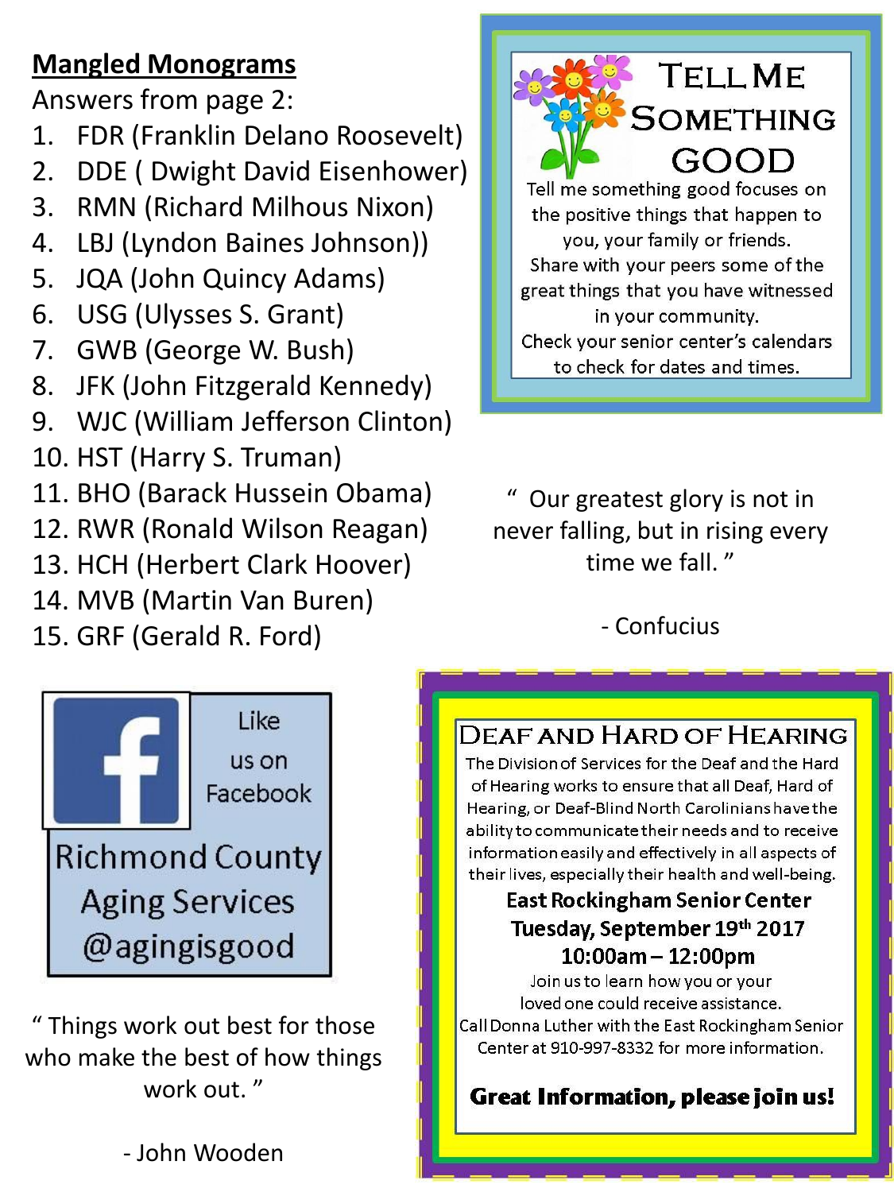## Mangled Monograms

Answers from page 2:

1. FDR (Franklin Delano Roosevelt)
2. DDE ( Dwight David Eisenhower)
3. RMN (Richard Milhous Nixon)
4. LBJ (Lyndon Baines Johnson))
5. JQA (John Quincy Adams)
6. USG (Ulysses S. Grant)
7. GWB (George W. Bush)
8. JFK (John Fitzgerald Kennedy)
9. WJC (William Jefferson Clinton)
10. HST (Harry S. Truman)
11. BHO (Barack Hussein Obama)
12. RWR (Ronald Wilson Reagan)
13. HCH (Herbert Clark Hoover)
14. MVB (Martin Van Buren)
15. GRF (Gerald R. Ford)

## Tell Me Something Good

Tell me something good focuses on the positive things that happen to you, your family or friends.
Share with your peers some of the great things that you have witnessed in your community.
Check your senior center's calendars to check for dates and times.

" Our greatest glory is not in never falling, but in rising every time we fall. "

- Confucius

Like us on Facebook

Richmond County Aging Services @agingisgood

" Things work out best for those who make the best of how things work out. "

- John Wooden

## Deaf and Hard of Hearing

The Division of Services for the Deaf and the Hard of Hearing works to ensure that all Deaf, Hard of Hearing, or Deaf-Blind North Carolinians have the ability to communicate their needs and to receive information easily and effectively in all aspects of their lives, especially their health and well-being.

**East Rockingham Senior Center**
**Tuesday, September 19th 2017**
**10:00am – 12:00pm**

Join us to learn how you or your loved one could receive assistance.
Call Donna Luther with the East Rockingham Senior Center at 910-997-8332 for more information.

**Great Information, please join us!**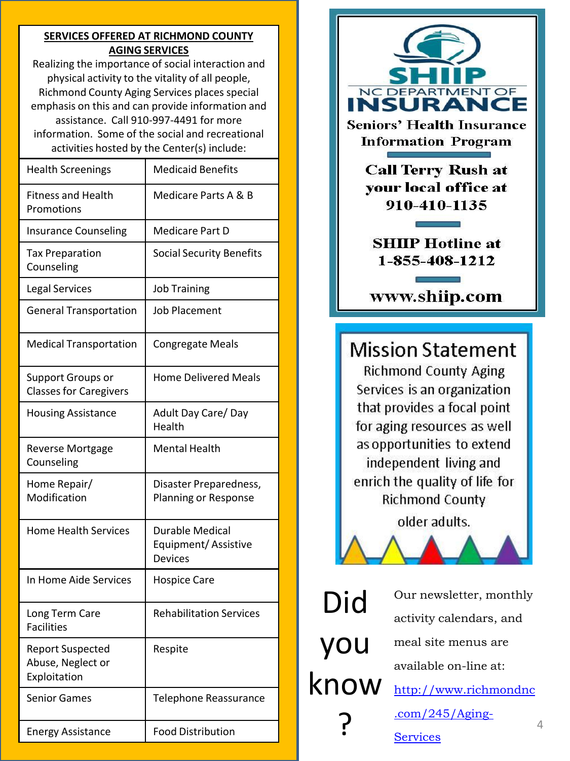## SERVICES OFFERED AT RICHMOND COUNTY AGING SERVICES

Realizing the importance of social interaction and physical activity to the vitality of all people, Richmond County Aging Services places special emphasis on this and can provide information and assistance. Call 910-997-4491 for more information. Some of the social and recreational activities hosted by the Center(s) include:

| | |
|---|---|
| Health Screenings | Medicaid Benefits |
| Fitness and Health Promotions | Medicare Parts A & B |
| Insurance Counseling | Medicare Part D |
| Tax Preparation Counseling | Social Security Benefits |
| Legal Services | Job Training |
| General Transportation | Job Placement |
| Medical Transportation | Congregate Meals |
| Support Groups or Classes for Caregivers | Home Delivered Meals |
| Housing Assistance | Adult Day Care/ Day Health |
| Reverse Mortgage Counseling | Mental Health |
| Home Repair/ Modification | Disaster Preparedness, Planning or Response |
| Home Health Services | Durable Medical Equipment/ Assistive Devices |
| In Home Aide Services | Hospice Care |
| Long Term Care Facilities | Rehabilitation Services |
| Report Suspected Abuse, Neglect or Exploitation | Respite |
| Senior Games | Telephone Reassurance |
| Energy Assistance | Food Distribution |

**SHIIP**

**NC DEPARTMENT OF INSURANCE**

**Seniors' Health Insurance Information Program**

**Call Terry Rush at your local office at 910-410-1135**

**SHIIP Hotline at 1-855-408-1212**

**www.shiip.com**

## Mission Statement

Richmond County Aging Services is an organization that provides a focal point for aging resources as well as opportunities to extend independent living and enrich the quality of life for Richmond County older adults.

## Did you know?

Our newsletter, monthly activity calendars, and meal site menus are available on-line at: http://www.richmondnc.com/245/Aging-Services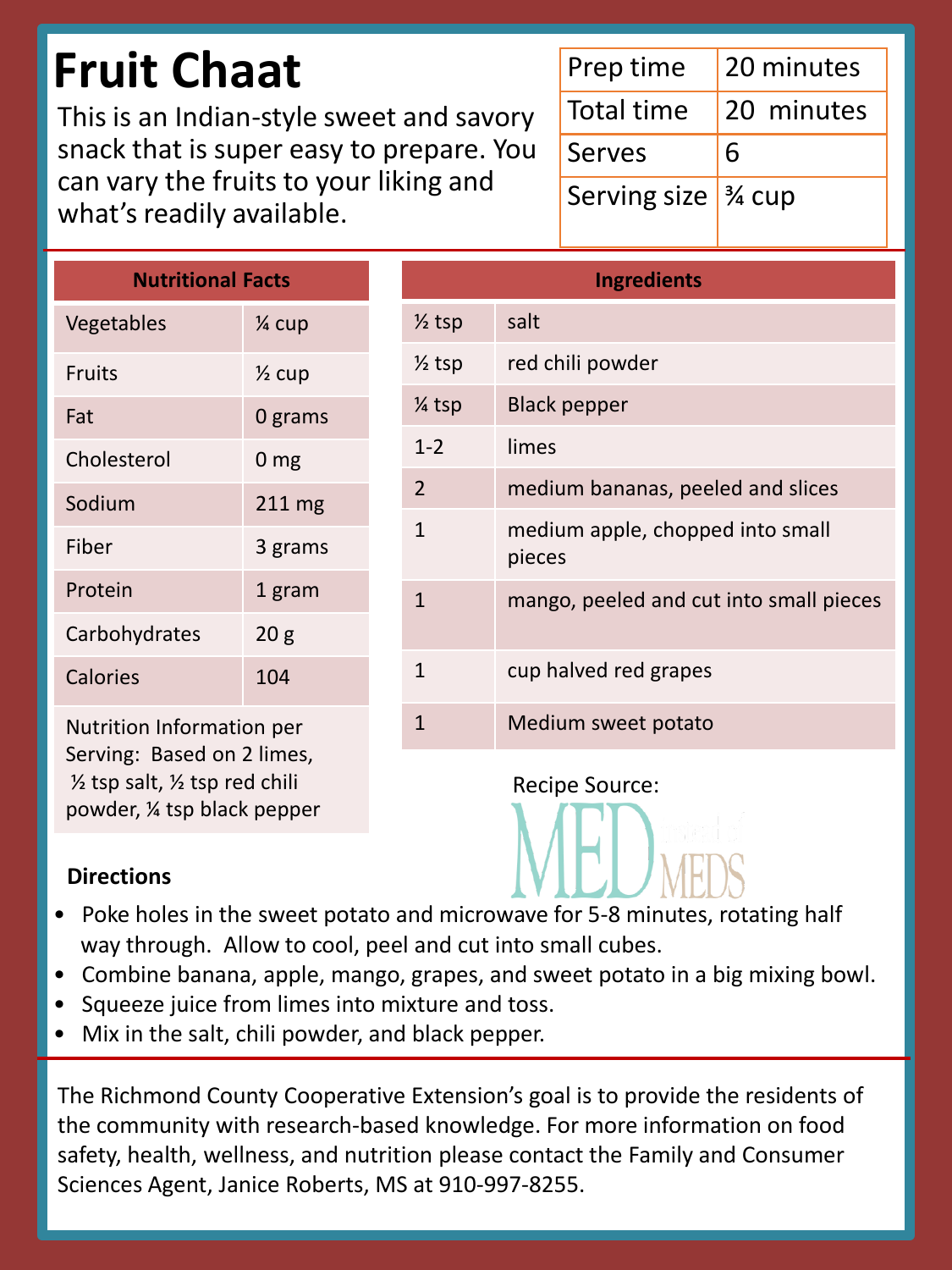# Fruit Chaat

This is an Indian-style sweet and savory snack that is super easy to prepare. You can vary the fruits to your liking and what's readily available.

| | |
|---|---|
| Prep time | 20 minutes |
| Total time | 20 minutes |
| Serves | 6 |
| Serving size | ¾ cup |

| Nutritional Facts | |
|---|---|
| Vegetables | ¼ cup |
| Fruits | ½ cup |
| Fat | 0 grams |
| Cholesterol | 0 mg |
| Sodium | 211 mg |
| Fiber | 3 grams |
| Protein | 1 gram |
| Carbohydrates | 20 g |
| Calories | 104 |

Nutrition Information per Serving: Based on 2 limes, ½ tsp salt, ½ tsp red chili powder, ¼ tsp black pepper

| Ingredients | |
|---|---|
| ½ tsp | salt |
| ½ tsp | red chili powder |
| ¼ tsp | Black pepper |
| 1-2 | limes |
| 2 | medium bananas, peeled and slices |
| 1 | medium apple, chopped into small pieces |
| 1 | mango, peeled and cut into small pieces |
| 1 | cup halved red grapes |
| 1 | Medium sweet potato |

Recipe Source:

MED instead of MEDS

**Directions**

- Poke holes in the sweet potato and microwave for 5-8 minutes, rotating half way through. Allow to cool, peel and cut into small cubes.
- Combine banana, apple, mango, grapes, and sweet potato in a big mixing bowl.
- Squeeze juice from limes into mixture and toss.
- Mix in the salt, chili powder, and black pepper.

The Richmond County Cooperative Extension's goal is to provide the residents of the community with research-based knowledge. For more information on food safety, health, wellness, and nutrition please contact the Family and Consumer Sciences Agent, Janice Roberts, MS at 910-997-8255.